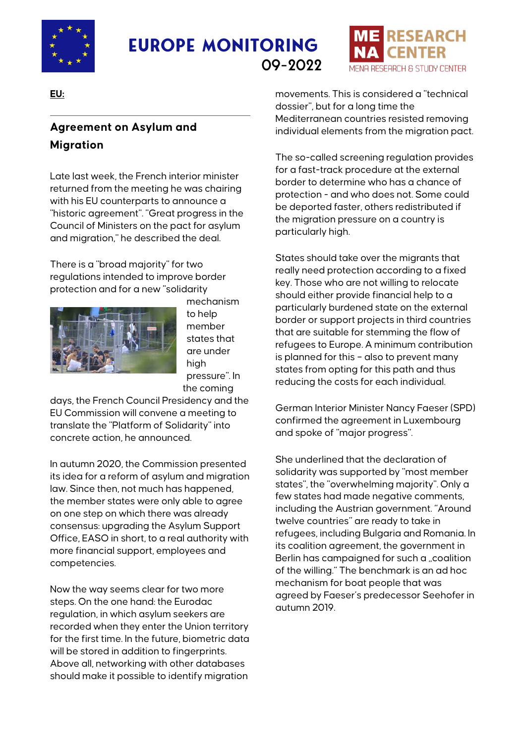# EUROPE MONITORING 09-2022

**EU:**

## Agreement on Asylum and Migration

Late last week, the French interior minister returned from the meeting he was chairing with his EU counterparts to announce a "historic agreement". "Great progress in the Council of Ministers on the pact for asylum and migration," he described the deal.

There is a "broad majority" for two regulations intended to improve border protection and for a new "solidarity mechanism to help member states that are under high pressure". In the coming days, the French Council Presidency and the EU Commission will convene a meeting to translate the "Platform of Solidarity" into concrete action, he announced.

In autumn 2020, the Commission presented its idea for a reform of asylum and migration law. Since then, not much has happened, the member states were only able to agree on one step on which there was already consensus: upgrading the Asylum Support Office, EASO in short, to a real authority with more financial support, employees and competencies.

Now the way seems clear for two more steps. On the one hand: the Eurodac regulation, in which asylum seekers are recorded when they enter the Union territory for the first time. In the future, biometric data will be stored in addition to fingerprints. Above all, networking with other databases should make it possible to identify migration movements. This is considered a "technical dossier", but for a long time the Mediterranean countries resisted removing individual elements from the migration pact.

The so-called screening regulation provides for a fast-track procedure at the external border to determine who has a chance of protection - and who does not. Some could be deported faster, others redistributed if the migration pressure on a country is particularly high.

States should take over the migrants that really need protection according to a fixed key. Those who are not willing to relocate should either provide financial help to a particularly burdened state on the external border or support projects in third countries that are suitable for stemming the flow of refugees to Europe. A minimum contribution is planned for this – also to prevent many states from opting for this path and thus reducing the costs for each individual.

German Interior Minister Nancy Faeser (SPD) confirmed the agreement in Luxembourg and spoke of "major progress".

She underlined that the declaration of solidarity was supported by "most member states", the "overwhelming majority". Only a few states had made negative comments, including the Austrian government. "Around twelve countries" are ready to take in refugees, including Bulgaria and Romania. In its coalition agreement, the government in Berlin has campaigned for such a „coalition of the willing." The benchmark is an ad hoc mechanism for boat people that was agreed by Faeser's predecessor Seehofer in autumn 2019.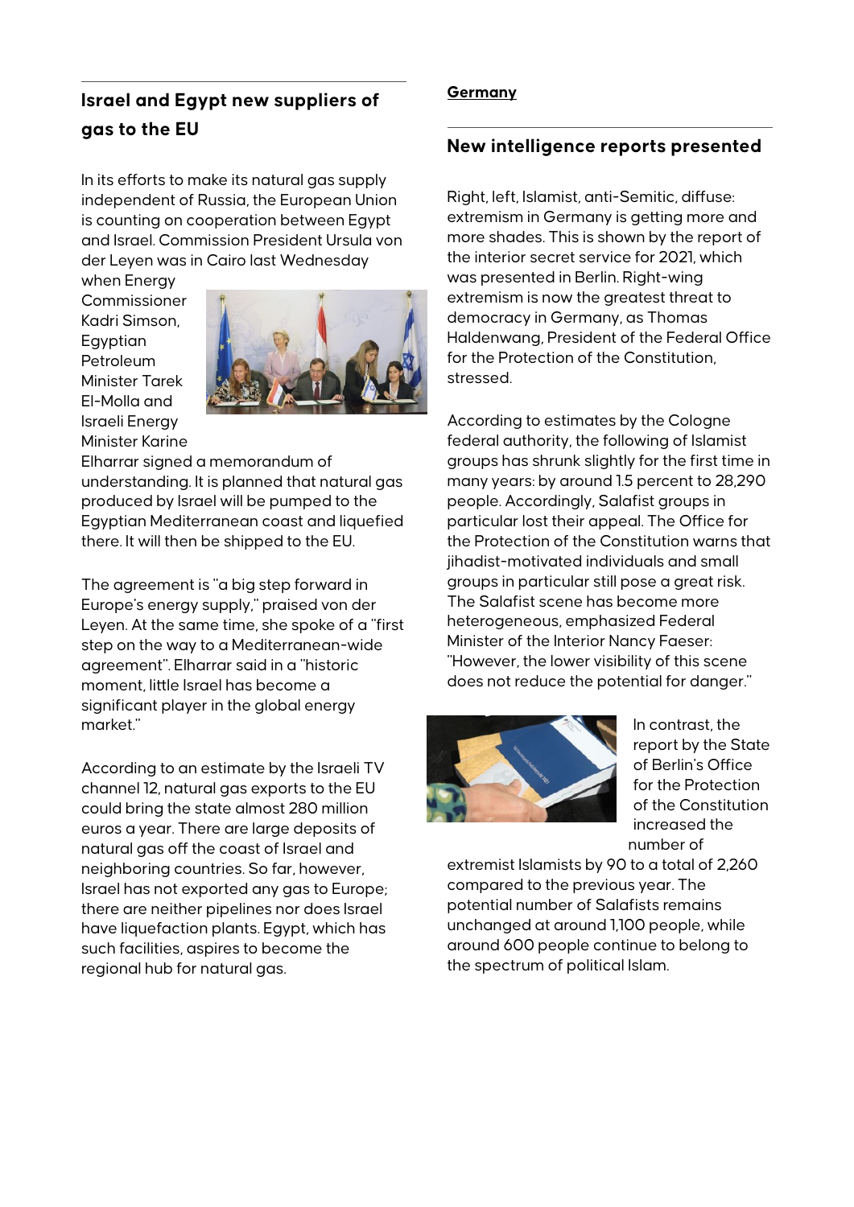## Israel and Egypt new suppliers of gas to the EU

In its efforts to make its natural gas supply independent of Russia, the European Union is counting on cooperation between Egypt and Israel. Commission President Ursula von der Leyen was in Cairo last Wednesday when Energy Commissioner Kadri Simson, Egyptian Petroleum Minister Tarek El-Molla and Israeli Energy Minister Karine Elharrar signed a memorandum of understanding. It is planned that natural gas produced by Israel will be pumped to the Egyptian Mediterranean coast and liquefied there. It will then be shipped to the EU.

The agreement is "a big step forward in Europe's energy supply," praised von der Leyen. At the same time, she spoke of a "first step on the way to a Mediterranean-wide agreement". Elharrar said in a "historic moment, little Israel has become a significant player in the global energy market."

According to an estimate by the Israeli TV channel 12, natural gas exports to the EU could bring the state almost 280 million euros a year. There are large deposits of natural gas off the coast of Israel and neighboring countries. So far, however, Israel has not exported any gas to Europe; there are neither pipelines nor does Israel have liquefaction plants. Egypt, which has such facilities, aspires to become the regional hub for natural gas.

**Germany**

## New intelligence reports presented

Right, left, Islamist, anti-Semitic, diffuse: extremism in Germany is getting more and more shades. This is shown by the report of the interior secret service for 2021, which was presented in Berlin. Right-wing extremism is now the greatest threat to democracy in Germany, as Thomas Haldenwang, President of the Federal Office for the Protection of the Constitution, stressed.

According to estimates by the Cologne federal authority, the following of Islamist groups has shrunk slightly for the first time in many years: by around 1.5 percent to 28,290 people. Accordingly, Salafist groups in particular lost their appeal. The Office for the Protection of the Constitution warns that jihadist-motivated individuals and small groups in particular still pose a great risk. The Salafist scene has become more heterogeneous, emphasized Federal Minister of the Interior Nancy Faeser: "However, the lower visibility of this scene does not reduce the potential for danger."

In contrast, the report by the State of Berlin's Office for the Protection of the Constitution increased the number of extremist Islamists by 90 to a total of 2,260 compared to the previous year. The potential number of Salafists remains unchanged at around 1,100 people, while around 600 people continue to belong to the spectrum of political Islam.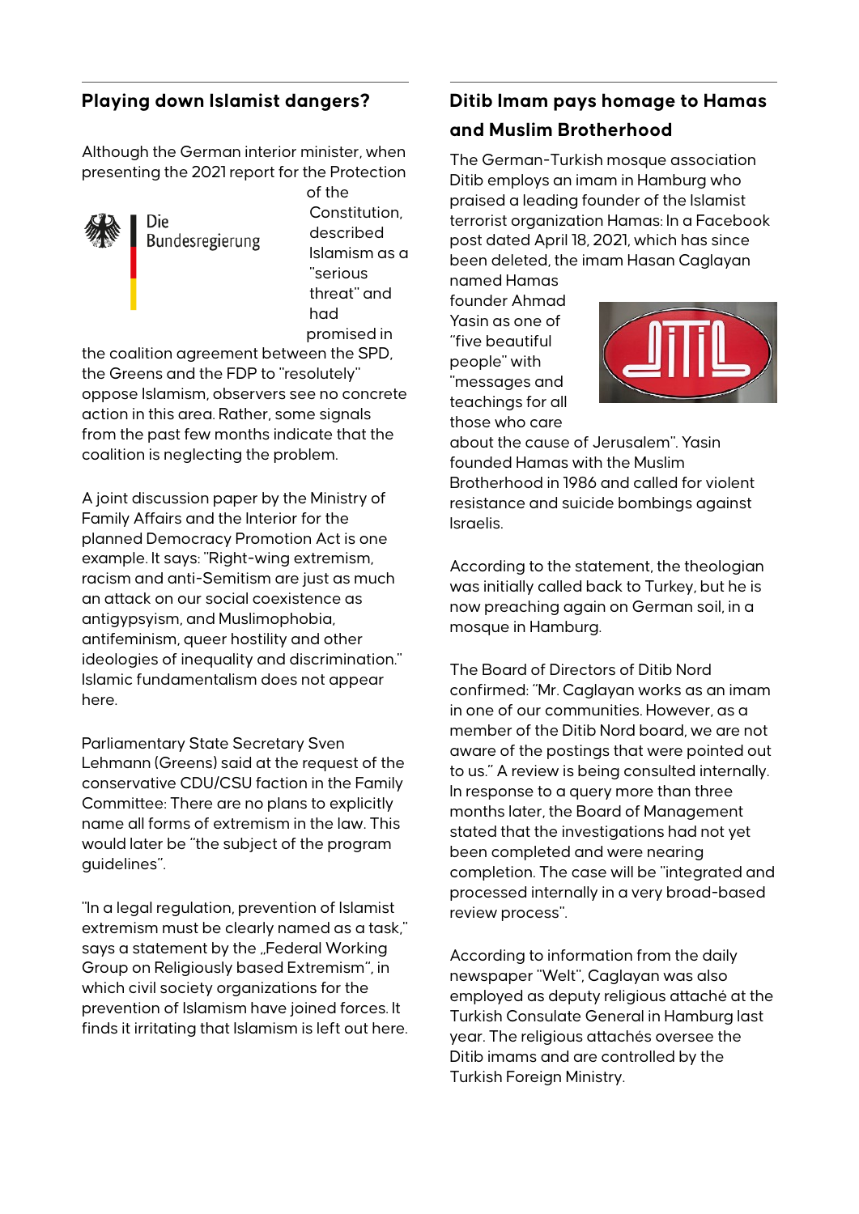## Playing down Islamist dangers?

Although the German interior minister, when presenting the 2021 report for the Protection of the Constitution, described Islamism as a "serious threat" and had promised in the coalition agreement between the SPD, the Greens and the FDP to "resolutely" oppose Islamism, observers see no concrete action in this area. Rather, some signals from the past few months indicate that the coalition is neglecting the problem.

A joint discussion paper by the Ministry of Family Affairs and the Interior for the planned Democracy Promotion Act is one example. It says: "Right-wing extremism, racism and anti-Semitism are just as much an attack on our social coexistence as antigypsyism, and Muslimophobia, antifeminism, queer hostility and other ideologies of inequality and discrimination." Islamic fundamentalism does not appear here.

Parliamentary State Secretary Sven Lehmann (Greens) said at the request of the conservative CDU/CSU faction in the Family Committee: There are no plans to explicitly name all forms of extremism in the law. This would later be "the subject of the program guidelines".

"In a legal regulation, prevention of Islamist extremism must be clearly named as a task," says a statement by the „Federal Working Group on Religiously based Extremism", in which civil society organizations for the prevention of Islamism have joined forces. It finds it irritating that Islamism is left out here.

## Ditib Imam pays homage to Hamas and Muslim Brotherhood

The German-Turkish mosque association Ditib employs an imam in Hamburg who praised a leading founder of the Islamist terrorist organization Hamas: In a Facebook post dated April 18, 2021, which has since been deleted, the imam Hasan Caglayan named Hamas founder Ahmad Yasin as one of "five beautiful people" with "messages and teachings for all those who care about the cause of Jerusalem". Yasin founded Hamas with the Muslim Brotherhood in 1986 and called for violent resistance and suicide bombings against Israelis.

According to the statement, the theologian was initially called back to Turkey, but he is now preaching again on German soil, in a mosque in Hamburg.

The Board of Directors of Ditib Nord confirmed: "Mr. Caglayan works as an imam in one of our communities. However, as a member of the Ditib Nord board, we are not aware of the postings that were pointed out to us." A review is being consulted internally. In response to a query more than three months later, the Board of Management stated that the investigations had not yet been completed and were nearing completion. The case will be "integrated and processed internally in a very broad-based review process".

According to information from the daily newspaper "Welt", Caglayan was also employed as deputy religious attaché at the Turkish Consulate General in Hamburg last year. The religious attachés oversee the Ditib imams and are controlled by the Turkish Foreign Ministry.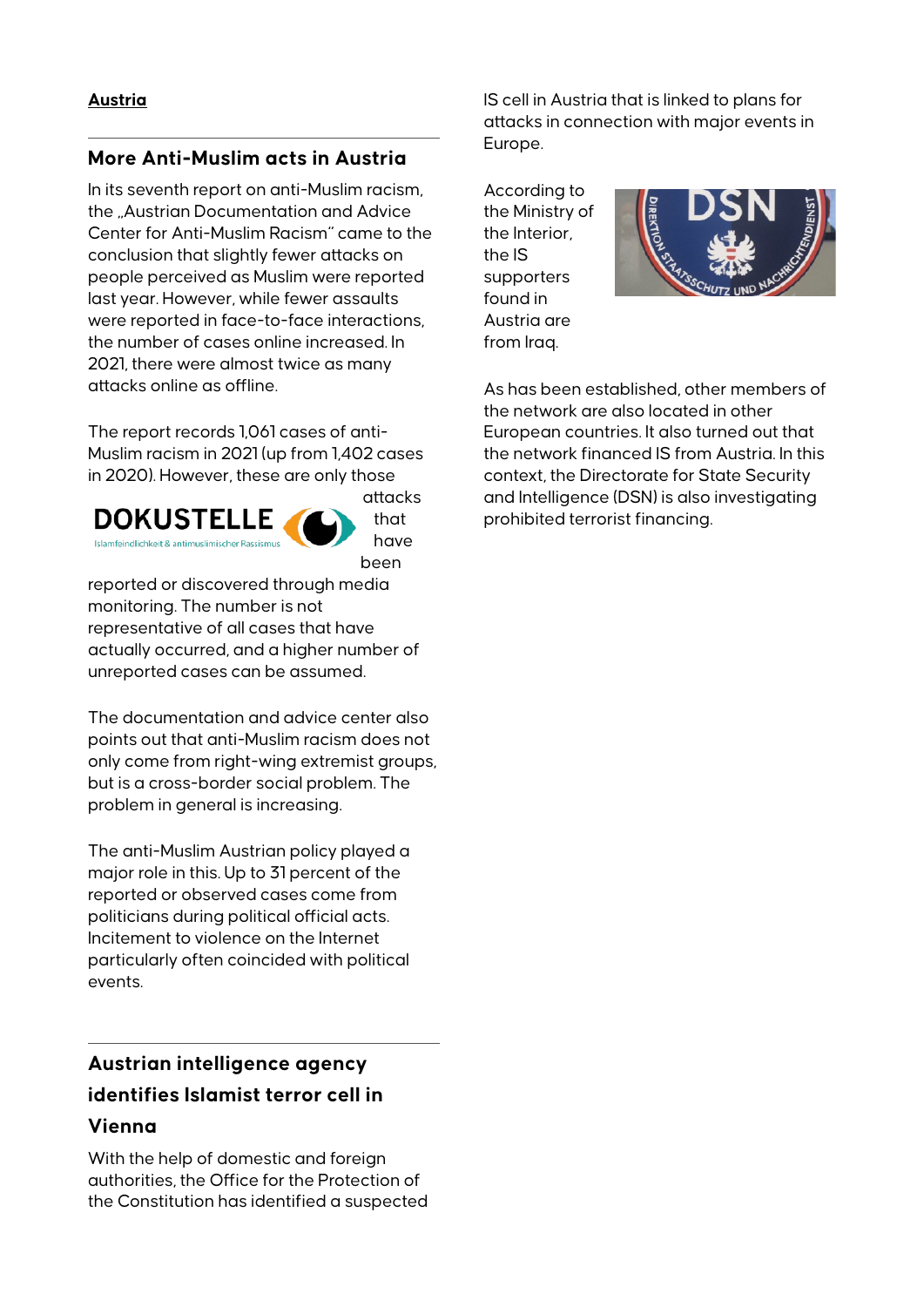**Austria**

## More Anti-Muslim acts in Austria

In its seventh report on anti-Muslim racism, the „Austrian Documentation and Advice Center for Anti-Muslim Racism" came to the conclusion that slightly fewer attacks on people perceived as Muslim were reported last year. However, while fewer assaults were reported in face-to-face interactions, the number of cases online increased. In 2021, there were almost twice as many attacks online as offline.

The report records 1,061 cases of anti-Muslim racism in 2021 (up from 1,402 cases in 2020). However, these are only those attacks that have been reported or discovered through media monitoring. The number is not representative of all cases that have actually occurred, and a higher number of unreported cases can be assumed.

The documentation and advice center also points out that anti-Muslim racism does not only come from right-wing extremist groups, but is a cross-border social problem. The problem in general is increasing.

The anti-Muslim Austrian policy played a major role in this. Up to 31 percent of the reported or observed cases come from politicians during political official acts. Incitement to violence on the Internet particularly often coincided with political events.

## Austrian intelligence agency identifies Islamist terror cell in Vienna

With the help of domestic and foreign authorities, the Office for the Protection of the Constitution has identified a suspected IS cell in Austria that is linked to plans for attacks in connection with major events in Europe.

According to the Ministry of the Interior, the IS supporters found in Austria are from Iraq.

As has been established, other members of the network are also located in other European countries. It also turned out that the network financed IS from Austria. In this context, the Directorate for State Security and Intelligence (DSN) is also investigating prohibited terrorist financing.